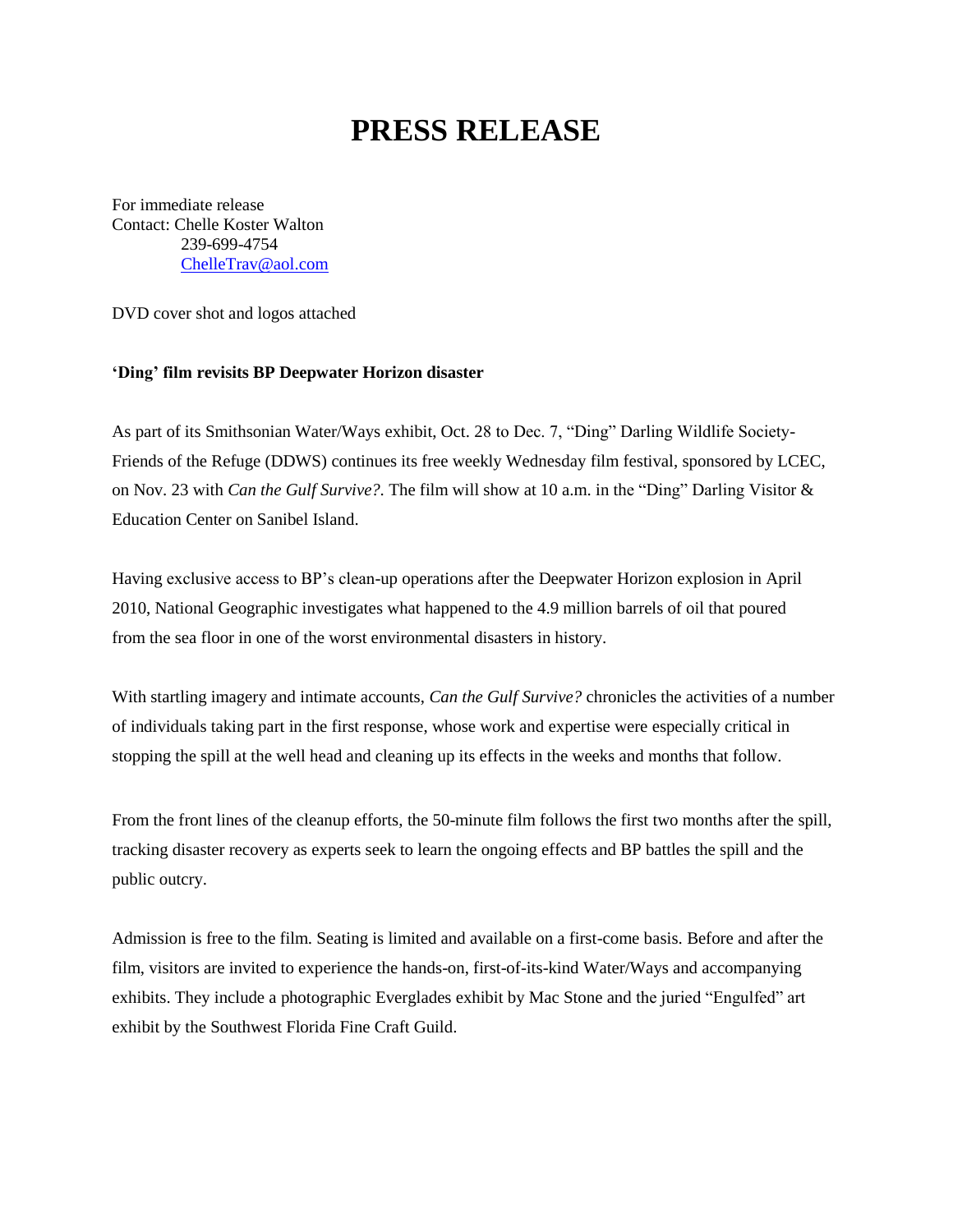# PRESS RELEASE

For immediate release
Contact: Chelle Koster Walton
239-699-4754
ChelleTrav@aol.com

DVD cover shot and logos attached

**'Ding' film revisits BP Deepwater Horizon disaster**

As part of its Smithsonian Water/Ways exhibit, Oct. 28 to Dec. 7, "Ding" Darling Wildlife Society-Friends of the Refuge (DDWS) continues its free weekly Wednesday film festival, sponsored by LCEC, on Nov. 23 with *Can the Gulf Survive?.* The film will show at 10 a.m. in the "Ding" Darling Visitor & Education Center on Sanibel Island.

Having exclusive access to BP's clean-up operations after the Deepwater Horizon explosion in April 2010, National Geographic investigates what happened to the 4.9 million barrels of oil that poured from the sea floor in one of the worst environmental disasters in history.

With startling imagery and intimate accounts, *Can the Gulf Survive?* chronicles the activities of a number of individuals taking part in the first response, whose work and expertise were especially critical in stopping the spill at the well head and cleaning up its effects in the weeks and months that follow.

From the front lines of the cleanup efforts, the 50-minute film follows the first two months after the spill, tracking disaster recovery as experts seek to learn the ongoing effects and BP battles the spill and the public outcry.

Admission is free to the film. Seating is limited and available on a first-come basis. Before and after the film, visitors are invited to experience the hands-on, first-of-its-kind Water/Ways and accompanying exhibits. They include a photographic Everglades exhibit by Mac Stone and the juried "Engulfed" art exhibit by the Southwest Florida Fine Craft Guild.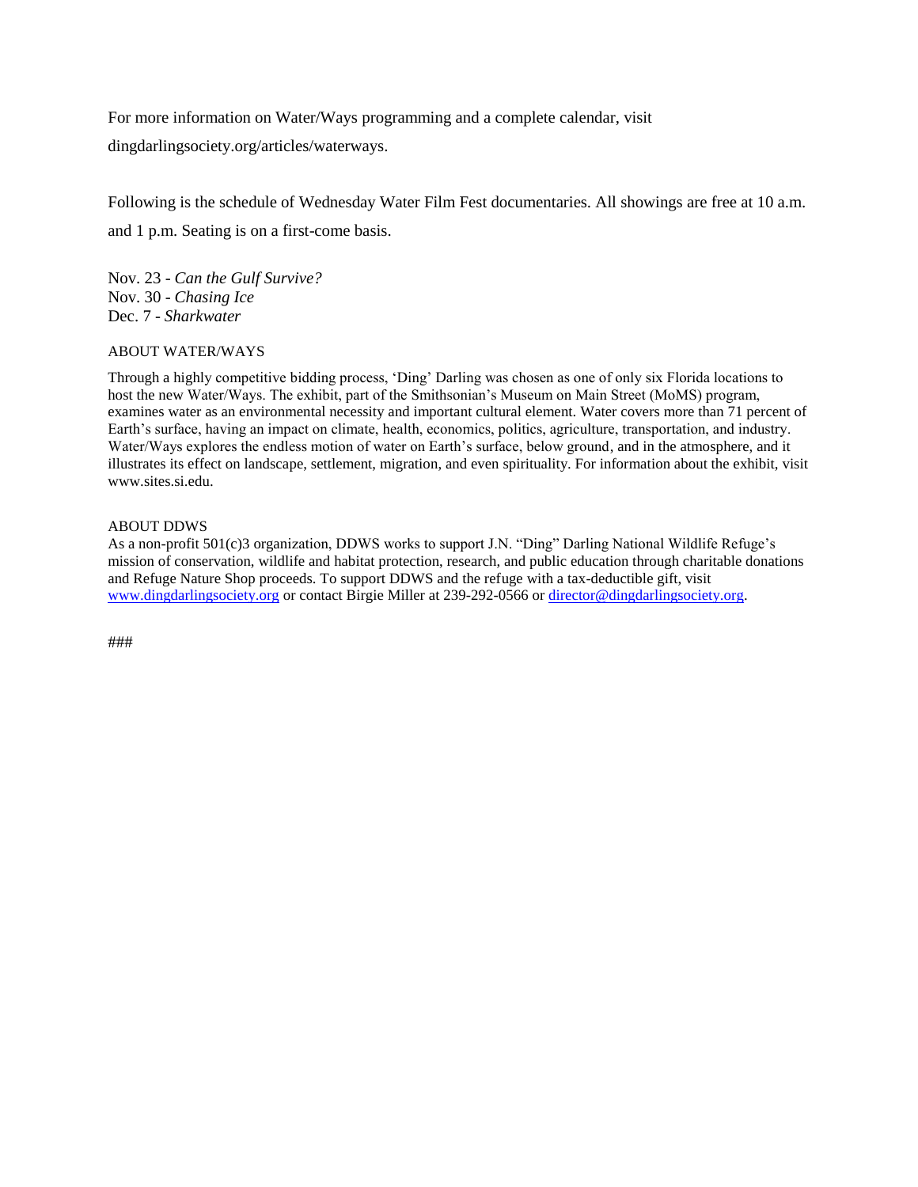For more information on Water/Ways programming and a complete calendar, visit dingdarlingsociety.org/articles/waterways.

Following is the schedule of Wednesday Water Film Fest documentaries. All showings are free at 10 a.m. and 1 p.m. Seating is on a first-come basis.

Nov. 23 - *Can the Gulf Survive?*
Nov. 30 - *Chasing Ice*
Dec. 7 - *Sharkwater*

ABOUT WATER/WAYS

Through a highly competitive bidding process, 'Ding' Darling was chosen as one of only six Florida locations to host the new Water/Ways. The exhibit, part of the Smithsonian's Museum on Main Street (MoMS) program, examines water as an environmental necessity and important cultural element. Water covers more than 71 percent of Earth's surface, having an impact on climate, health, economics, politics, agriculture, transportation, and industry. Water/Ways explores the endless motion of water on Earth's surface, below ground, and in the atmosphere, and it illustrates its effect on landscape, settlement, migration, and even spirituality. For information about the exhibit, visit www.sites.si.edu.

ABOUT DDWS

As a non-profit 501(c)3 organization, DDWS works to support J.N. "Ding" Darling National Wildlife Refuge's mission of conservation, wildlife and habitat protection, research, and public education through charitable donations and Refuge Nature Shop proceeds. To support DDWS and the refuge with a tax-deductible gift, visit www.dingdarlingsociety.org or contact Birgie Miller at 239-292-0566 or director@dingdarlingsociety.org.

###